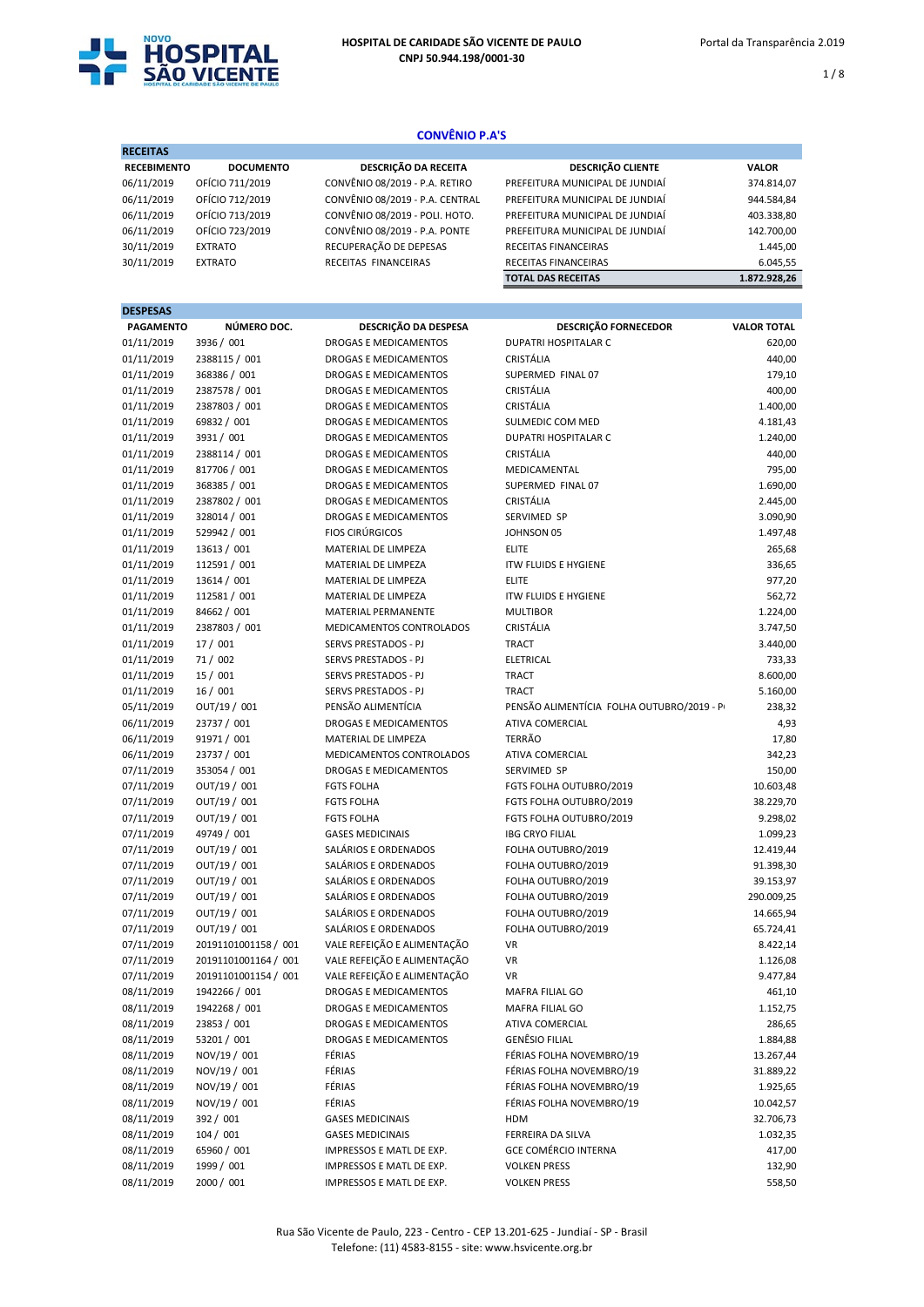# HOSPITAL DE CARIDADE SÃO VICENTE DE PAULO
**CNPJ 50.944.198/0001-30**

Portal da Transparência 2.019

## CONVÊNIO P.A'S

**RECEITAS**

| RECEBIMENTO | DOCUMENTO | DESCRIÇÃO DA RECEITA | DESCRIÇÃO CLIENTE | VALOR |
|---|---|---|---|---|
| 06/11/2019 | OFÍCIO 711/2019 | CONVÊNIO 08/2019 - P.A. RETIRO | PREFEITURA MUNICIPAL DE JUNDIAÍ | 374.814,07 |
| 06/11/2019 | OFÍCIO 712/2019 | CONVÊNIO 08/2019 - P.A. CENTRAL | PREFEITURA MUNICIPAL DE JUNDIAÍ | 944.584,84 |
| 06/11/2019 | OFÍCIO 713/2019 | CONVÊNIO 08/2019 - POLI. HOTO. | PREFEITURA MUNICIPAL DE JUNDIAÍ | 403.338,80 |
| 06/11/2019 | OFÍCIO 723/2019 | CONVÊNIO 08/2019 - P.A. PONTE | PREFEITURA MUNICIPAL DE JUNDIAÍ | 142.700,00 |
| 30/11/2019 | EXTRATO | RECUPERAÇÃO DE DEPESAS | RECEITAS FINANCEIRAS | 1.445,00 |
| 30/11/2019 | EXTRATO | RECEITAS FINANCEIRAS | RECEITAS FINANCEIRAS | 6.045,55 |
| | | | **TOTAL DAS RECEITAS** | **1.872.928,26** |

**DESPESAS**

| PAGAMENTO | NÚMERO DOC. | DESCRIÇÃO DA DESPESA | DESCRIÇÃO FORNECEDOR | VALOR TOTAL |
|---|---|---|---|---|
| 01/11/2019 | 3936 / 001 | DROGAS E MEDICAMENTOS | DUPATRI HOSPITALAR C | 620,00 |
| 01/11/2019 | 2388115 / 001 | DROGAS E MEDICAMENTOS | CRISTÁLIA | 440,00 |
| 01/11/2019 | 368386 / 001 | DROGAS E MEDICAMENTOS | SUPERMED FINAL 07 | 179,10 |
| 01/11/2019 | 2387578 / 001 | DROGAS E MEDICAMENTOS | CRISTÁLIA | 400,00 |
| 01/11/2019 | 2387803 / 001 | DROGAS E MEDICAMENTOS | CRISTÁLIA | 1.400,00 |
| 01/11/2019 | 69832 / 001 | DROGAS E MEDICAMENTOS | SULMEDIC COM MED | 4.181,43 |
| 01/11/2019 | 3931 / 001 | DROGAS E MEDICAMENTOS | DUPATRI HOSPITALAR C | 1.240,00 |
| 01/11/2019 | 2388114 / 001 | DROGAS E MEDICAMENTOS | CRISTÁLIA | 440,00 |
| 01/11/2019 | 817706 / 001 | DROGAS E MEDICAMENTOS | MEDICAMENTAL | 795,00 |
| 01/11/2019 | 368385 / 001 | DROGAS E MEDICAMENTOS | SUPERMED FINAL 07 | 1.690,00 |
| 01/11/2019 | 2387802 / 001 | DROGAS E MEDICAMENTOS | CRISTÁLIA | 2.445,00 |
| 01/11/2019 | 328014 / 001 | DROGAS E MEDICAMENTOS | SERVIMED SP | 3.090,90 |
| 01/11/2019 | 529942 / 001 | FIOS CIRÚRGICOS | JOHNSON 05 | 1.497,48 |
| 01/11/2019 | 13613 / 001 | MATERIAL DE LIMPEZA | ELITE | 265,68 |
| 01/11/2019 | 112591 / 001 | MATERIAL DE LIMPEZA | ITW FLUIDS E HYGIENE | 336,65 |
| 01/11/2019 | 13614 / 001 | MATERIAL DE LIMPEZA | ELITE | 977,20 |
| 01/11/2019 | 112581 / 001 | MATERIAL DE LIMPEZA | ITW FLUIDS E HYGIENE | 562,72 |
| 01/11/2019 | 84662 / 001 | MATERIAL PERMANENTE | MULTIBOR | 1.224,00 |
| 01/11/2019 | 2387803 / 001 | MEDICAMENTOS CONTROLADOS | CRISTÁLIA | 3.747,50 |
| 01/11/2019 | 17 / 001 | SERVS PRESTADOS - PJ | TRACT | 3.440,00 |
| 01/11/2019 | 71 / 002 | SERVS PRESTADOS - PJ | ELETRICAL | 733,33 |
| 01/11/2019 | 15 / 001 | SERVS PRESTADOS - PJ | TRACT | 8.600,00 |
| 01/11/2019 | 16 / 001 | SERVS PRESTADOS - PJ | TRACT | 5.160,00 |
| 05/11/2019 | OUT/19 / 001 | PENSÃO ALIMENTÍCIA | PENSÃO ALIMENTÍCIA FOLHA OUTUBRO/2019 - P | 238,32 |
| 06/11/2019 | 23737 / 001 | DROGAS E MEDICAMENTOS | ATIVA COMERCIAL | 4,93 |
| 06/11/2019 | 91971 / 001 | MATERIAL DE LIMPEZA | TERRÃO | 17,80 |
| 06/11/2019 | 23737 / 001 | MEDICAMENTOS CONTROLADOS | ATIVA COMERCIAL | 342,23 |
| 07/11/2019 | 353054 / 001 | DROGAS E MEDICAMENTOS | SERVIMED SP | 150,00 |
| 07/11/2019 | OUT/19 / 001 | FGTS FOLHA | FGTS FOLHA OUTUBRO/2019 | 10.603,48 |
| 07/11/2019 | OUT/19 / 001 | FGTS FOLHA | FGTS FOLHA OUTUBRO/2019 | 38.229,70 |
| 07/11/2019 | OUT/19 / 001 | FGTS FOLHA | FGTS FOLHA OUTUBRO/2019 | 9.298,02 |
| 07/11/2019 | 49749 / 001 | GASES MEDICINAIS | IBG CRYO FILIAL | 1.099,23 |
| 07/11/2019 | OUT/19 / 001 | SALÁRIOS E ORDENADOS | FOLHA OUTUBRO/2019 | 12.419,44 |
| 07/11/2019 | OUT/19 / 001 | SALÁRIOS E ORDENADOS | FOLHA OUTUBRO/2019 | 91.398,30 |
| 07/11/2019 | OUT/19 / 001 | SALÁRIOS E ORDENADOS | FOLHA OUTUBRO/2019 | 39.153,97 |
| 07/11/2019 | OUT/19 / 001 | SALÁRIOS E ORDENADOS | FOLHA OUTUBRO/2019 | 290.009,25 |
| 07/11/2019 | OUT/19 / 001 | SALÁRIOS E ORDENADOS | FOLHA OUTUBRO/2019 | 14.665,94 |
| 07/11/2019 | OUT/19 / 001 | SALÁRIOS E ORDENADOS | FOLHA OUTUBRO/2019 | 65.724,41 |
| 07/11/2019 | 20191101001158 / 001 | VALE REFEIÇÃO E ALIMENTAÇÃO | VR | 8.422,14 |
| 07/11/2019 | 20191101001164 / 001 | VALE REFEIÇÃO E ALIMENTAÇÃO | VR | 1.126,08 |
| 07/11/2019 | 20191101001154 / 001 | VALE REFEIÇÃO E ALIMENTAÇÃO | VR | 9.477,84 |
| 08/11/2019 | 1942266 / 001 | DROGAS E MEDICAMENTOS | MAFRA FILIAL GO | 461,10 |
| 08/11/2019 | 1942268 / 001 | DROGAS E MEDICAMENTOS | MAFRA FILIAL GO | 1.152,75 |
| 08/11/2019 | 23853 / 001 | DROGAS E MEDICAMENTOS | ATIVA COMERCIAL | 286,65 |
| 08/11/2019 | 53201 / 001 | DROGAS E MEDICAMENTOS | GENÉSIO FILIAL | 1.884,88 |
| 08/11/2019 | NOV/19 / 001 | FÉRIAS | FÉRIAS FOLHA NOVEMBRO/19 | 13.267,44 |
| 08/11/2019 | NOV/19 / 001 | FÉRIAS | FÉRIAS FOLHA NOVEMBRO/19 | 31.889,22 |
| 08/11/2019 | NOV/19 / 001 | FÉRIAS | FÉRIAS FOLHA NOVEMBRO/19 | 1.925,65 |
| 08/11/2019 | NOV/19 / 001 | FÉRIAS | FÉRIAS FOLHA NOVEMBRO/19 | 10.042,57 |
| 08/11/2019 | 392 / 001 | GASES MEDICINAIS | HDM | 32.706,73 |
| 08/11/2019 | 104 / 001 | GASES MEDICINAIS | FERREIRA DA SILVA | 1.032,35 |
| 08/11/2019 | 65960 / 001 | IMPRESSOS E MATL DE EXP. | GCE COMÉRCIO INTERNA | 417,00 |
| 08/11/2019 | 1999 / 001 | IMPRESSOS E MATL DE EXP. | VOLKEN PRESS | 132,90 |
| 08/11/2019 | 2000 / 001 | IMPRESSOS E MATL DE EXP. | VOLKEN PRESS | 558,50 |

Rua São Vicente de Paulo, 223 - Centro - CEP 13.201-625 - Jundiaí - SP - Brasil
Telefone: (11) 4583-8155 - site: www.hsvicente.org.br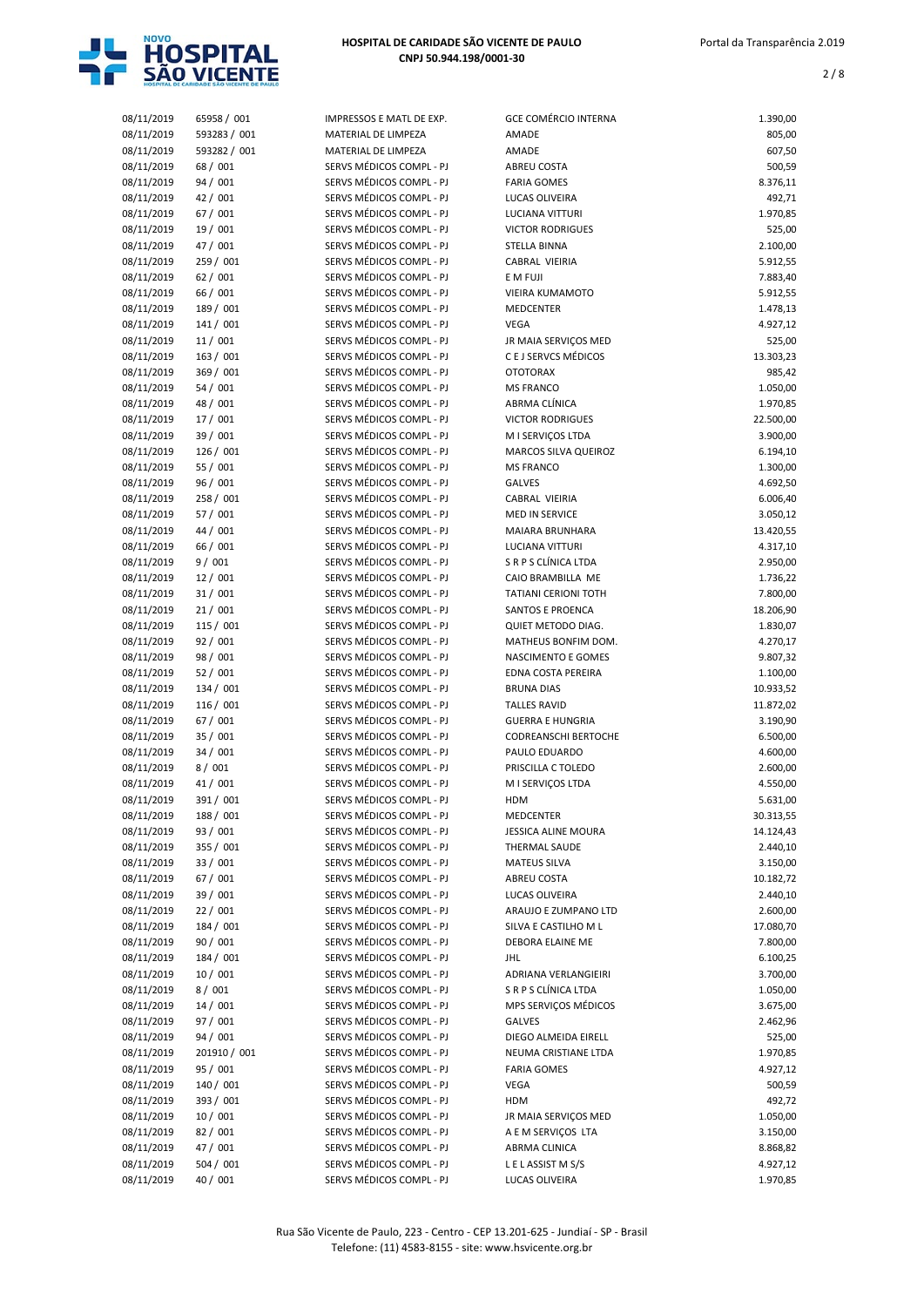# HOSPITAL DE CARIDADE SÃO VICENTE DE PAULO

**CNPJ 50.944.198/0001-30**

| | | | | |
|---|---|---|---|---|
| 08/11/2019 | 65958 / 001 | IMPRESSOS E MATL DE EXP. | GCE COMÉRCIO INTERNA | 1.390,00 |
| 08/11/2019 | 593283 / 001 | MATERIAL DE LIMPEZA | AMADE | 805,00 |
| 08/11/2019 | 593282 / 001 | MATERIAL DE LIMPEZA | AMADE | 607,50 |
| 08/11/2019 | 68 / 001 | SERVS MÉDICOS COMPL - PJ | ABREU COSTA | 500,59 |
| 08/11/2019 | 94 / 001 | SERVS MÉDICOS COMPL - PJ | FARIA GOMES | 8.376,11 |
| 08/11/2019 | 42 / 001 | SERVS MÉDICOS COMPL - PJ | LUCAS OLIVEIRA | 492,71 |
| 08/11/2019 | 67 / 001 | SERVS MÉDICOS COMPL - PJ | LUCIANA VITTURI | 1.970,85 |
| 08/11/2019 | 19 / 001 | SERVS MÉDICOS COMPL - PJ | VICTOR RODRIGUES | 525,00 |
| 08/11/2019 | 47 / 001 | SERVS MÉDICOS COMPL - PJ | STELLA BINNA | 2.100,00 |
| 08/11/2019 | 259 / 001 | SERVS MÉDICOS COMPL - PJ | CABRAL VIEIRIA | 5.912,55 |
| 08/11/2019 | 62 / 001 | SERVS MÉDICOS COMPL - PJ | E M FUJI | 7.883,40 |
| 08/11/2019 | 66 / 001 | SERVS MÉDICOS COMPL - PJ | VIEIRA KUMAMOTO | 5.912,55 |
| 08/11/2019 | 189 / 001 | SERVS MÉDICOS COMPL - PJ | MEDCENTER | 1.478,13 |
| 08/11/2019 | 141 / 001 | SERVS MÉDICOS COMPL - PJ | VEGA | 4.927,12 |
| 08/11/2019 | 11 / 001 | SERVS MÉDICOS COMPL - PJ | JR MAIA SERVIÇOS MED | 525,00 |
| 08/11/2019 | 163 / 001 | SERVS MÉDICOS COMPL - PJ | C E J SERVCS MÉDICOS | 13.303,23 |
| 08/11/2019 | 369 / 001 | SERVS MÉDICOS COMPL - PJ | OTOTORAX | 985,42 |
| 08/11/2019 | 54 / 001 | SERVS MÉDICOS COMPL - PJ | MS FRANCO | 1.050,00 |
| 08/11/2019 | 48 / 001 | SERVS MÉDICOS COMPL - PJ | ABRMA CLÍNICA | 1.970,85 |
| 08/11/2019 | 17 / 001 | SERVS MÉDICOS COMPL - PJ | VICTOR RODRIGUES | 22.500,00 |
| 08/11/2019 | 39 / 001 | SERVS MÉDICOS COMPL - PJ | M I SERVIÇOS LTDA | 3.900,00 |
| 08/11/2019 | 126 / 001 | SERVS MÉDICOS COMPL - PJ | MARCOS SILVA QUEIROZ | 6.194,10 |
| 08/11/2019 | 55 / 001 | SERVS MÉDICOS COMPL - PJ | MS FRANCO | 1.300,00 |
| 08/11/2019 | 96 / 001 | SERVS MÉDICOS COMPL - PJ | GALVES | 4.692,50 |
| 08/11/2019 | 258 / 001 | SERVS MÉDICOS COMPL - PJ | CABRAL VIEIRIA | 6.006,40 |
| 08/11/2019 | 57 / 001 | SERVS MÉDICOS COMPL - PJ | MED IN SERVICE | 3.050,12 |
| 08/11/2019 | 44 / 001 | SERVS MÉDICOS COMPL - PJ | MAIARA BRUNHARA | 13.420,55 |
| 08/11/2019 | 66 / 001 | SERVS MÉDICOS COMPL - PJ | LUCIANA VITTURI | 4.317,10 |
| 08/11/2019 | 9 / 001 | SERVS MÉDICOS COMPL - PJ | S R P S CLÍNICA LTDA | 2.950,00 |
| 08/11/2019 | 12 / 001 | SERVS MÉDICOS COMPL - PJ | CAIO BRAMBILLA ME | 1.736,22 |
| 08/11/2019 | 31 / 001 | SERVS MÉDICOS COMPL - PJ | TATIANI CERIONI TOTH | 7.800,00 |
| 08/11/2019 | 21 / 001 | SERVS MÉDICOS COMPL - PJ | SANTOS E PROENCA | 18.206,90 |
| 08/11/2019 | 115 / 001 | SERVS MÉDICOS COMPL - PJ | QUIET METODO DIAG. | 1.830,07 |
| 08/11/2019 | 92 / 001 | SERVS MÉDICOS COMPL - PJ | MATHEUS BONFIM DOM. | 4.270,17 |
| 08/11/2019 | 98 / 001 | SERVS MÉDICOS COMPL - PJ | NASCIMENTO E GOMES | 9.807,32 |
| 08/11/2019 | 52 / 001 | SERVS MÉDICOS COMPL - PJ | EDNA COSTA PEREIRA | 1.100,00 |
| 08/11/2019 | 134 / 001 | SERVS MÉDICOS COMPL - PJ | BRUNA DIAS | 10.933,52 |
| 08/11/2019 | 116 / 001 | SERVS MÉDICOS COMPL - PJ | TALLES RAVID | 11.872,02 |
| 08/11/2019 | 67 / 001 | SERVS MÉDICOS COMPL - PJ | GUERRA E HUNGRIA | 3.190,90 |
| 08/11/2019 | 35 / 001 | SERVS MÉDICOS COMPL - PJ | CODREANSCHI BERTOCHE | 6.500,00 |
| 08/11/2019 | 34 / 001 | SERVS MÉDICOS COMPL - PJ | PAULO EDUARDO | 4.600,00 |
| 08/11/2019 | 8 / 001 | SERVS MÉDICOS COMPL - PJ | PRISCILLA C TOLEDO | 2.600,00 |
| 08/11/2019 | 41 / 001 | SERVS MÉDICOS COMPL - PJ | M I SERVIÇOS LTDA | 4.550,00 |
| 08/11/2019 | 391 / 001 | SERVS MÉDICOS COMPL - PJ | HDM | 5.631,00 |
| 08/11/2019 | 188 / 001 | SERVS MÉDICOS COMPL - PJ | MEDCENTER | 30.313,55 |
| 08/11/2019 | 93 / 001 | SERVS MÉDICOS COMPL - PJ | JESSICA ALINE MOURA | 14.124,43 |
| 08/11/2019 | 355 / 001 | SERVS MÉDICOS COMPL - PJ | THERMAL SAUDE | 2.440,10 |
| 08/11/2019 | 33 / 001 | SERVS MÉDICOS COMPL - PJ | MATEUS SILVA | 3.150,00 |
| 08/11/2019 | 67 / 001 | SERVS MÉDICOS COMPL - PJ | ABREU COSTA | 10.182,72 |
| 08/11/2019 | 39 / 001 | SERVS MÉDICOS COMPL - PJ | LUCAS OLIVEIRA | 2.440,10 |
| 08/11/2019 | 22 / 001 | SERVS MÉDICOS COMPL - PJ | ARAUJO E ZUMPANO LTD | 2.600,00 |
| 08/11/2019 | 184 / 001 | SERVS MÉDICOS COMPL - PJ | SILVA E CASTILHO M L | 17.080,70 |
| 08/11/2019 | 90 / 001 | SERVS MÉDICOS COMPL - PJ | DEBORA ELAINE ME | 7.800,00 |
| 08/11/2019 | 184 / 001 | SERVS MÉDICOS COMPL - PJ | JHL | 6.100,25 |
| 08/11/2019 | 10 / 001 | SERVS MÉDICOS COMPL - PJ | ADRIANA VERLANGIEIRI | 3.700,00 |
| 08/11/2019 | 8 / 001 | SERVS MÉDICOS COMPL - PJ | S R P S CLÍNICA LTDA | 1.050,00 |
| 08/11/2019 | 14 / 001 | SERVS MÉDICOS COMPL - PJ | MPS SERVIÇOS MÉDICOS | 3.675,00 |
| 08/11/2019 | 97 / 001 | SERVS MÉDICOS COMPL - PJ | GALVES | 2.462,96 |
| 08/11/2019 | 94 / 001 | SERVS MÉDICOS COMPL - PJ | DIEGO ALMEIDA EIRELL | 525,00 |
| 08/11/2019 | 201910 / 001 | SERVS MÉDICOS COMPL - PJ | NEUMA CRISTIANE LTDA | 1.970,85 |
| 08/11/2019 | 95 / 001 | SERVS MÉDICOS COMPL - PJ | FARIA GOMES | 4.927,12 |
| 08/11/2019 | 140 / 001 | SERVS MÉDICOS COMPL - PJ | VEGA | 500,59 |
| 08/11/2019 | 393 / 001 | SERVS MÉDICOS COMPL - PJ | HDM | 492,72 |
| 08/11/2019 | 10 / 001 | SERVS MÉDICOS COMPL - PJ | JR MAIA SERVIÇOS MED | 1.050,00 |
| 08/11/2019 | 82 / 001 | SERVS MÉDICOS COMPL - PJ | A E M SERVIÇOS LTA | 3.150,00 |
| 08/11/2019 | 47 / 001 | SERVS MÉDICOS COMPL - PJ | ABRMA CLINICA | 8.868,82 |
| 08/11/2019 | 504 / 001 | SERVS MÉDICOS COMPL - PJ | L E L ASSIST M S/S | 4.927,12 |
| 08/11/2019 | 40 / 001 | SERVS MÉDICOS COMPL - PJ | LUCAS OLIVEIRA | 1.970,85 |

Rua São Vicente de Paulo, 223 - Centro - CEP 13.201-625 - Jundiaí - SP - Brasil
Telefone: (11) 4583-8155 - site: www.hsvicente.org.br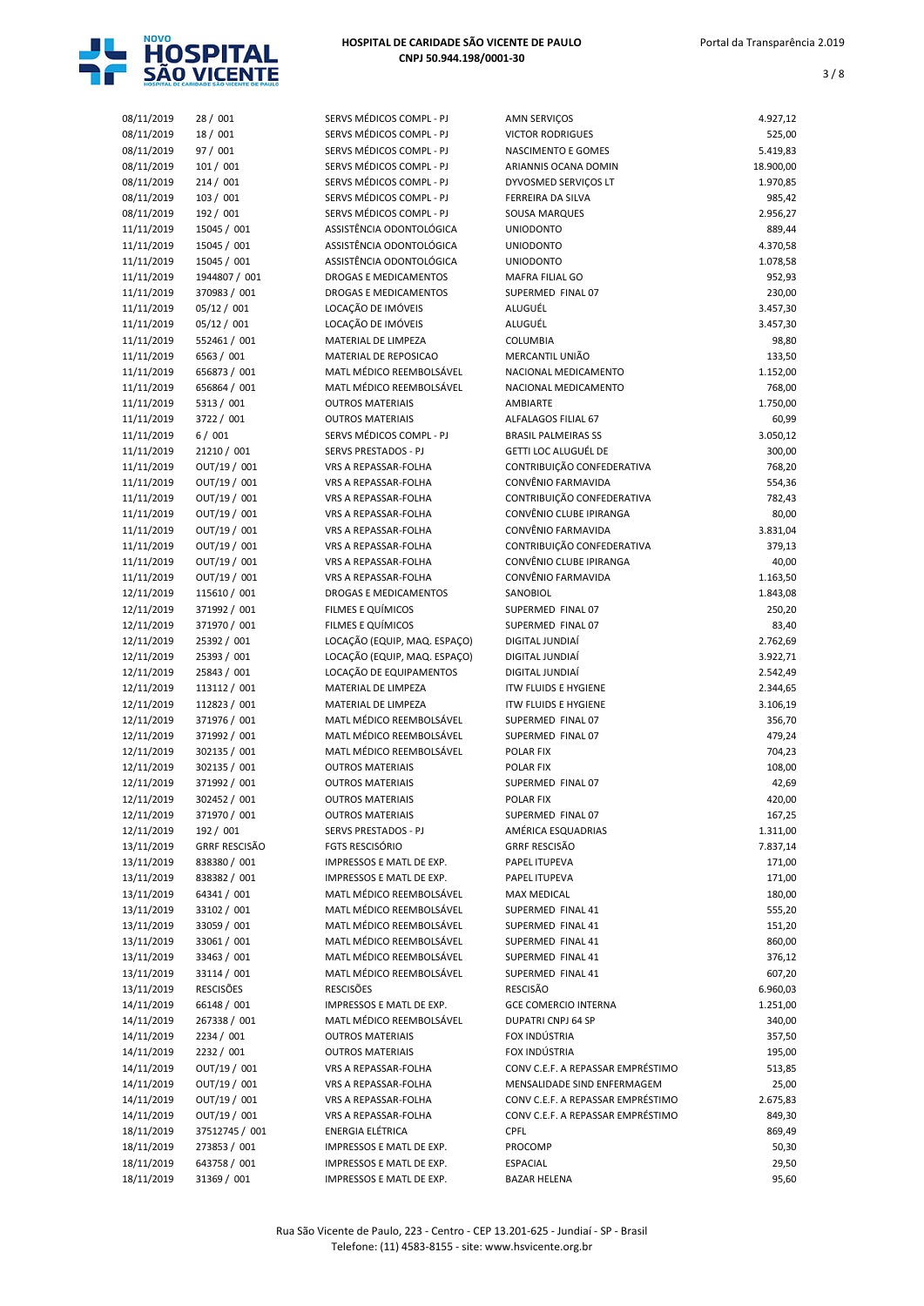| 08/11/2019 | 28 / 001 | SERVS MÉDICOS COMPL - PJ | AMN SERVIÇOS | 4.927,12 |
|---|---|---|---|---|
| 08/11/2019 | 18 / 001 | SERVS MÉDICOS COMPL - PJ | VICTOR RODRIGUES | 525,00 |
| 08/11/2019 | 97 / 001 | SERVS MÉDICOS COMPL - PJ | NASCIMENTO E GOMES | 5.419,83 |
| 08/11/2019 | 101 / 001 | SERVS MÉDICOS COMPL - PJ | ARIANNIS OCANA DOMIN | 18.900,00 |
| 08/11/2019 | 214 / 001 | SERVS MÉDICOS COMPL - PJ | DYVOSMED SERVIÇOS LT | 1.970,85 |
| 08/11/2019 | 103 / 001 | SERVS MÉDICOS COMPL - PJ | FERREIRA DA SILVA | 985,42 |
| 08/11/2019 | 192 / 001 | SERVS MÉDICOS COMPL - PJ | SOUSA MARQUES | 2.956,27 |
| 11/11/2019 | 15045 / 001 | ASSISTÊNCIA ODONTOLÓGICA | UNIODONTO | 889,44 |
| 11/11/2019 | 15045 / 001 | ASSISTÊNCIA ODONTOLÓGICA | UNIODONTO | 4.370,58 |
| 11/11/2019 | 15045 / 001 | ASSISTÊNCIA ODONTOLÓGICA | UNIODONTO | 1.078,58 |
| 11/11/2019 | 1944807 / 001 | DROGAS E MEDICAMENTOS | MAFRA FILIAL GO | 952,93 |
| 11/11/2019 | 370983 / 001 | DROGAS E MEDICAMENTOS | SUPERMED FINAL 07 | 230,00 |
| 11/11/2019 | 05/12 / 001 | LOCAÇÃO DE IMÓVEIS | ALUGUÉL | 3.457,30 |
| 11/11/2019 | 05/12 / 001 | LOCAÇÃO DE IMÓVEIS | ALUGUÉL | 3.457,30 |
| 11/11/2019 | 552461 / 001 | MATERIAL DE LIMPEZA | COLUMBIA | 98,80 |
| 11/11/2019 | 6563 / 001 | MATERIAL DE REPOSICAO | MERCANTIL UNIÃO | 133,50 |
| 11/11/2019 | 656873 / 001 | MATL MÉDICO REEMBOLSÁVEL | NACIONAL MEDICAMENTO | 1.152,00 |
| 11/11/2019 | 656864 / 001 | MATL MÉDICO REEMBOLSÁVEL | NACIONAL MEDICAMENTO | 768,00 |
| 11/11/2019 | 5313 / 001 | OUTROS MATERIAIS | AMBIARTE | 1.750,00 |
| 11/11/2019 | 3722 / 001 | OUTROS MATERIAIS | ALFALAGOS FILIAL 67 | 60,99 |
| 11/11/2019 | 6 / 001 | SERVS MÉDICOS COMPL - PJ | BRASIL PALMEIRAS SS | 3.050,12 |
| 11/11/2019 | 21210 / 001 | SERVS PRESTADOS - PJ | GETTI LOC ALUGUÉL DE | 300,00 |
| 11/11/2019 | OUT/19 / 001 | VRS A REPASSAR-FOLHA | CONTRIBUIÇÃO CONFEDERATIVA | 768,20 |
| 11/11/2019 | OUT/19 / 001 | VRS A REPASSAR-FOLHA | CONVÊNIO FARMAVIDA | 554,36 |
| 11/11/2019 | OUT/19 / 001 | VRS A REPASSAR-FOLHA | CONTRIBUIÇÃO CONFEDERATIVA | 782,43 |
| 11/11/2019 | OUT/19 / 001 | VRS A REPASSAR-FOLHA | CONVÊNIO CLUBE IPIRANGA | 80,00 |
| 11/11/2019 | OUT/19 / 001 | VRS A REPASSAR-FOLHA | CONVÊNIO FARMAVIDA | 3.831,04 |
| 11/11/2019 | OUT/19 / 001 | VRS A REPASSAR-FOLHA | CONTRIBUIÇÃO CONFEDERATIVA | 379,13 |
| 11/11/2019 | OUT/19 / 001 | VRS A REPASSAR-FOLHA | CONVÊNIO CLUBE IPIRANGA | 40,00 |
| 11/11/2019 | OUT/19 / 001 | VRS A REPASSAR-FOLHA | CONVÊNIO FARMAVIDA | 1.163,50 |
| 12/11/2019 | 115610 / 001 | DROGAS E MEDICAMENTOS | SANOBIOL | 1.843,08 |
| 12/11/2019 | 371992 / 001 | FILMES E QUÍMICOS | SUPERMED FINAL 07 | 250,20 |
| 12/11/2019 | 371970 / 001 | FILMES E QUÍMICOS | SUPERMED FINAL 07 | 83,40 |
| 12/11/2019 | 25392 / 001 | LOCAÇÃO (EQUIP, MAQ. ESPAÇO) | DIGITAL JUNDIAÍ | 2.762,69 |
| 12/11/2019 | 25393 / 001 | LOCAÇÃO (EQUIP, MAQ. ESPAÇO) | DIGITAL JUNDIAÍ | 3.922,71 |
| 12/11/2019 | 25843 / 001 | LOCAÇÃO DE EQUIPAMENTOS | DIGITAL JUNDIAÍ | 2.542,49 |
| 12/11/2019 | 113112 / 001 | MATERIAL DE LIMPEZA | ITW FLUIDS E HYGIENE | 2.344,65 |
| 12/11/2019 | 112823 / 001 | MATERIAL DE LIMPEZA | ITW FLUIDS E HYGIENE | 3.106,19 |
| 12/11/2019 | 371976 / 001 | MATL MÉDICO REEMBOLSÁVEL | SUPERMED FINAL 07 | 356,70 |
| 12/11/2019 | 371992 / 001 | MATL MÉDICO REEMBOLSÁVEL | SUPERMED FINAL 07 | 479,24 |
| 12/11/2019 | 302135 / 001 | MATL MÉDICO REEMBOLSÁVEL | POLAR FIX | 704,23 |
| 12/11/2019 | 302135 / 001 | OUTROS MATERIAIS | POLAR FIX | 108,00 |
| 12/11/2019 | 371992 / 001 | OUTROS MATERIAIS | SUPERMED FINAL 07 | 42,69 |
| 12/11/2019 | 302452 / 001 | OUTROS MATERIAIS | POLAR FIX | 420,00 |
| 12/11/2019 | 371970 / 001 | OUTROS MATERIAIS | SUPERMED FINAL 07 | 167,25 |
| 12/11/2019 | 192 / 001 | SERVS PRESTADOS - PJ | AMÉRICA ESQUADRIAS | 1.311,00 |
| 13/11/2019 | GRRF RESCISÃO | FGTS RESCISÓRIO | GRRF RESCISÃO | 7.837,14 |
| 13/11/2019 | 838380 / 001 | IMPRESSOS E MATL DE EXP. | PAPEL ITUPEVA | 171,00 |
| 13/11/2019 | 838382 / 001 | IMPRESSOS E MATL DE EXP. | PAPEL ITUPEVA | 171,00 |
| 13/11/2019 | 64341 / 001 | MATL MÉDICO REEMBOLSÁVEL | MAX MEDICAL | 180,00 |
| 13/11/2019 | 33102 / 001 | MATL MÉDICO REEMBOLSÁVEL | SUPERMED FINAL 41 | 555,20 |
| 13/11/2019 | 33059 / 001 | MATL MÉDICO REEMBOLSÁVEL | SUPERMED FINAL 41 | 151,20 |
| 13/11/2019 | 33061 / 001 | MATL MÉDICO REEMBOLSÁVEL | SUPERMED FINAL 41 | 860,00 |
| 13/11/2019 | 33463 / 001 | MATL MÉDICO REEMBOLSÁVEL | SUPERMED FINAL 41 | 376,12 |
| 13/11/2019 | 33114 / 001 | MATL MÉDICO REEMBOLSÁVEL | SUPERMED FINAL 41 | 607,20 |
| 13/11/2019 | RESCISÕES | RESCISÕES | RESCISÃO | 6.960,03 |
| 14/11/2019 | 66148 / 001 | IMPRESSOS E MATL DE EXP. | GCE COMERCIO INTERNA | 1.251,00 |
| 14/11/2019 | 267338 / 001 | MATL MÉDICO REEMBOLSÁVEL | DUPATRI CNPJ 64 SP | 340,00 |
| 14/11/2019 | 2234 / 001 | OUTROS MATERIAIS | FOX INDÚSTRIA | 357,50 |
| 14/11/2019 | 2232 / 001 | OUTROS MATERIAIS | FOX INDÚSTRIA | 195,00 |
| 14/11/2019 | OUT/19 / 001 | VRS A REPASSAR-FOLHA | CONV C.E.F. A REPASSAR EMPRÉSTIMO | 513,85 |
| 14/11/2019 | OUT/19 / 001 | VRS A REPASSAR-FOLHA | MENSALIDADE SIND ENFERMAGEM | 25,00 |
| 14/11/2019 | OUT/19 / 001 | VRS A REPASSAR-FOLHA | CONV C.E.F. A REPASSAR EMPRÉSTIMO | 2.675,83 |
| 14/11/2019 | OUT/19 / 001 | VRS A REPASSAR-FOLHA | CONV C.E.F. A REPASSAR EMPRÉSTIMO | 849,30 |
| 18/11/2019 | 37512745 / 001 | ENERGIA ELÉTRICA | CPFL | 869,49 |
| 18/11/2019 | 273853 / 001 | IMPRESSOS E MATL DE EXP. | PROCOMP | 50,30 |
| 18/11/2019 | 643758 / 001 | IMPRESSOS E MATL DE EXP. | ESPACIAL | 29,50 |
| 18/11/2019 | 31369 / 001 | IMPRESSOS E MATL DE EXP. | BAZAR HELENA | 95,60 |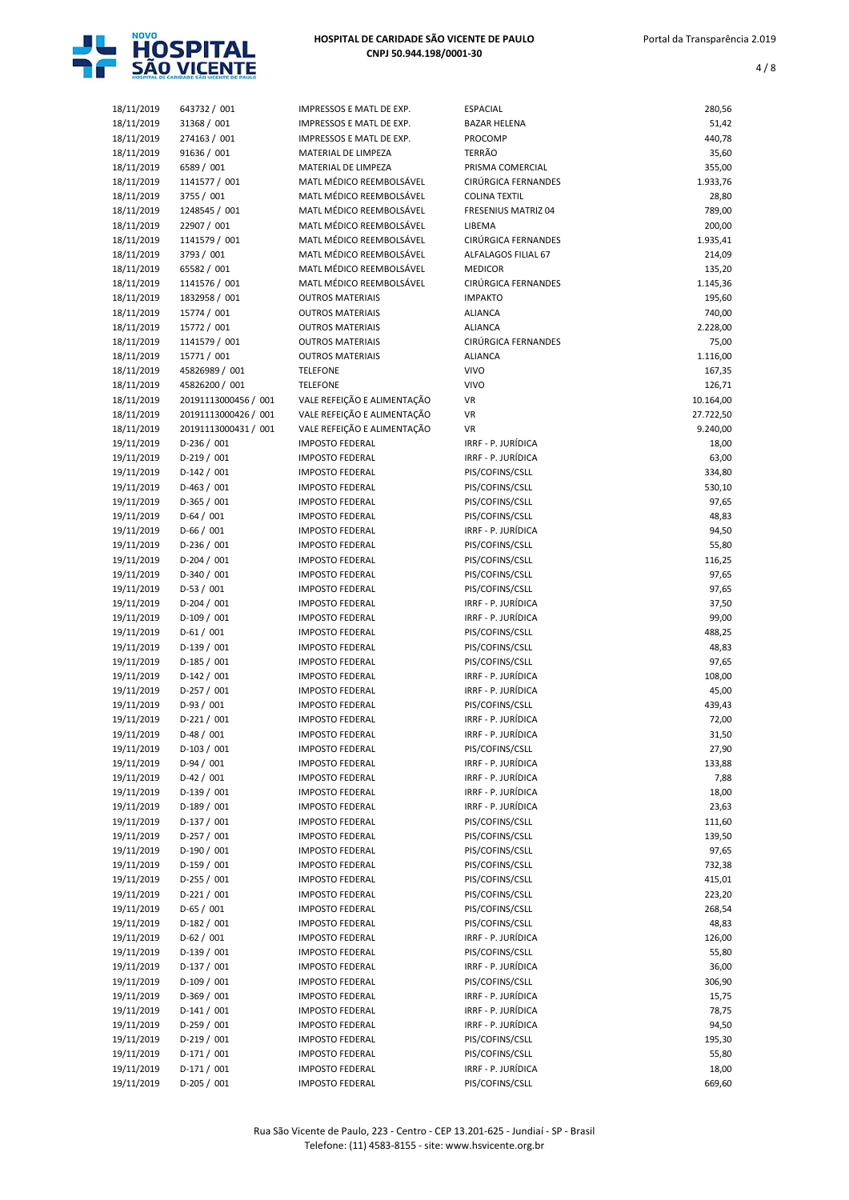| 18/11/2019 | 643732 / 001 | IMPRESSOS E MATL DE EXP. | ESPACIAL | 280,56 |
|---|---|---|---|---|
| 18/11/2019 | 31368 / 001 | IMPRESSOS E MATL DE EXP. | BAZAR HELENA | 51,42 |
| 18/11/2019 | 274163 / 001 | IMPRESSOS E MATL DE EXP. | PROCOMP | 440,78 |
| 18/11/2019 | 91636 / 001 | MATERIAL DE LIMPEZA | TERRÃO | 35,60 |
| 18/11/2019 | 6589 / 001 | MATERIAL DE LIMPEZA | PRISMA COMERCIAL | 355,00 |
| 18/11/2019 | 1141577 / 001 | MATL MÉDICO REEMBOLSÁVEL | CIRÚRGICA FERNANDES | 1.933,76 |
| 18/11/2019 | 3755 / 001 | MATL MÉDICO REEMBOLSÁVEL | COLINA TEXTIL | 28,80 |
| 18/11/2019 | 1248545 / 001 | MATL MÉDICO REEMBOLSÁVEL | FRESENIUS MATRIZ 04 | 789,00 |
| 18/11/2019 | 22907 / 001 | MATL MÉDICO REEMBOLSÁVEL | LIBEMA | 200,00 |
| 18/11/2019 | 1141579 / 001 | MATL MÉDICO REEMBOLSÁVEL | CIRÚRGICA FERNANDES | 1.935,41 |
| 18/11/2019 | 3793 / 001 | MATL MÉDICO REEMBOLSÁVEL | ALFALAGOS FILIAL 67 | 214,09 |
| 18/11/2019 | 65582 / 001 | MATL MÉDICO REEMBOLSÁVEL | MEDICOR | 135,20 |
| 18/11/2019 | 1141576 / 001 | MATL MÉDICO REEMBOLSÁVEL | CIRÚRGICA FERNANDES | 1.145,36 |
| 18/11/2019 | 1832958 / 001 | OUTROS MATERIAIS | IMPAKTO | 195,60 |
| 18/11/2019 | 15774 / 001 | OUTROS MATERIAIS | ALIANCA | 740,00 |
| 18/11/2019 | 15772 / 001 | OUTROS MATERIAIS | ALIANCA | 2.228,00 |
| 18/11/2019 | 1141579 / 001 | OUTROS MATERIAIS | CIRÚRGICA FERNANDES | 75,00 |
| 18/11/2019 | 15771 / 001 | OUTROS MATERIAIS | ALIANCA | 1.116,00 |
| 18/11/2019 | 45826989 / 001 | TELEFONE | VIVO | 167,35 |
| 18/11/2019 | 45826200 / 001 | TELEFONE | VIVO | 126,71 |
| 18/11/2019 | 20191113000456 / 001 | VALE REFEIÇÃO E ALIMENTAÇÃO | VR | 10.164,00 |
| 18/11/2019 | 20191113000426 / 001 | VALE REFEIÇÃO E ALIMENTAÇÃO | VR | 27.722,50 |
| 18/11/2019 | 20191113000431 / 001 | VALE REFEIÇÃO E ALIMENTAÇÃO | VR | 9.240,00 |
| 19/11/2019 | D-236 / 001 | IMPOSTO FEDERAL | IRRF - P. JURÍDICA | 18,00 |
| 19/11/2019 | D-219 / 001 | IMPOSTO FEDERAL | IRRF - P. JURÍDICA | 63,00 |
| 19/11/2019 | D-142 / 001 | IMPOSTO FEDERAL | PIS/COFINS/CSLL | 334,80 |
| 19/11/2019 | D-463 / 001 | IMPOSTO FEDERAL | PIS/COFINS/CSLL | 530,10 |
| 19/11/2019 | D-365 / 001 | IMPOSTO FEDERAL | PIS/COFINS/CSLL | 97,65 |
| 19/11/2019 | D-64 / 001 | IMPOSTO FEDERAL | PIS/COFINS/CSLL | 48,83 |
| 19/11/2019 | D-66 / 001 | IMPOSTO FEDERAL | IRRF - P. JURÍDICA | 94,50 |
| 19/11/2019 | D-236 / 001 | IMPOSTO FEDERAL | PIS/COFINS/CSLL | 55,80 |
| 19/11/2019 | D-204 / 001 | IMPOSTO FEDERAL | PIS/COFINS/CSLL | 116,25 |
| 19/11/2019 | D-340 / 001 | IMPOSTO FEDERAL | PIS/COFINS/CSLL | 97,65 |
| 19/11/2019 | D-53 / 001 | IMPOSTO FEDERAL | PIS/COFINS/CSLL | 97,65 |
| 19/11/2019 | D-204 / 001 | IMPOSTO FEDERAL | IRRF - P. JURÍDICA | 37,50 |
| 19/11/2019 | D-109 / 001 | IMPOSTO FEDERAL | IRRF - P. JURÍDICA | 99,00 |
| 19/11/2019 | D-61 / 001 | IMPOSTO FEDERAL | PIS/COFINS/CSLL | 488,25 |
| 19/11/2019 | D-139 / 001 | IMPOSTO FEDERAL | PIS/COFINS/CSLL | 48,83 |
| 19/11/2019 | D-185 / 001 | IMPOSTO FEDERAL | PIS/COFINS/CSLL | 97,65 |
| 19/11/2019 | D-142 / 001 | IMPOSTO FEDERAL | IRRF - P. JURÍDICA | 108,00 |
| 19/11/2019 | D-257 / 001 | IMPOSTO FEDERAL | IRRF - P. JURÍDICA | 45,00 |
| 19/11/2019 | D-93 / 001 | IMPOSTO FEDERAL | PIS/COFINS/CSLL | 439,43 |
| 19/11/2019 | D-221 / 001 | IMPOSTO FEDERAL | IRRF - P. JURÍDICA | 72,00 |
| 19/11/2019 | D-48 / 001 | IMPOSTO FEDERAL | IRRF - P. JURÍDICA | 31,50 |
| 19/11/2019 | D-103 / 001 | IMPOSTO FEDERAL | PIS/COFINS/CSLL | 27,90 |
| 19/11/2019 | D-94 / 001 | IMPOSTO FEDERAL | IRRF - P. JURÍDICA | 133,88 |
| 19/11/2019 | D-42 / 001 | IMPOSTO FEDERAL | IRRF - P. JURÍDICA | 7,88 |
| 19/11/2019 | D-139 / 001 | IMPOSTO FEDERAL | IRRF - P. JURÍDICA | 18,00 |
| 19/11/2019 | D-189 / 001 | IMPOSTO FEDERAL | IRRF - P. JURÍDICA | 23,63 |
| 19/11/2019 | D-137 / 001 | IMPOSTO FEDERAL | PIS/COFINS/CSLL | 111,60 |
| 19/11/2019 | D-257 / 001 | IMPOSTO FEDERAL | PIS/COFINS/CSLL | 139,50 |
| 19/11/2019 | D-190 / 001 | IMPOSTO FEDERAL | PIS/COFINS/CSLL | 97,65 |
| 19/11/2019 | D-159 / 001 | IMPOSTO FEDERAL | PIS/COFINS/CSLL | 732,38 |
| 19/11/2019 | D-255 / 001 | IMPOSTO FEDERAL | PIS/COFINS/CSLL | 415,01 |
| 19/11/2019 | D-221 / 001 | IMPOSTO FEDERAL | PIS/COFINS/CSLL | 223,20 |
| 19/11/2019 | D-65 / 001 | IMPOSTO FEDERAL | PIS/COFINS/CSLL | 268,54 |
| 19/11/2019 | D-182 / 001 | IMPOSTO FEDERAL | PIS/COFINS/CSLL | 48,83 |
| 19/11/2019 | D-62 / 001 | IMPOSTO FEDERAL | IRRF - P. JURÍDICA | 126,00 |
| 19/11/2019 | D-139 / 001 | IMPOSTO FEDERAL | PIS/COFINS/CSLL | 55,80 |
| 19/11/2019 | D-137 / 001 | IMPOSTO FEDERAL | IRRF - P. JURÍDICA | 36,00 |
| 19/11/2019 | D-109 / 001 | IMPOSTO FEDERAL | PIS/COFINS/CSLL | 306,90 |
| 19/11/2019 | D-369 / 001 | IMPOSTO FEDERAL | IRRF - P. JURÍDICA | 15,75 |
| 19/11/2019 | D-141 / 001 | IMPOSTO FEDERAL | IRRF - P. JURÍDICA | 78,75 |
| 19/11/2019 | D-259 / 001 | IMPOSTO FEDERAL | IRRF - P. JURÍDICA | 94,50 |
| 19/11/2019 | D-219 / 001 | IMPOSTO FEDERAL | PIS/COFINS/CSLL | 195,30 |
| 19/11/2019 | D-171 / 001 | IMPOSTO FEDERAL | PIS/COFINS/CSLL | 55,80 |
| 19/11/2019 | D-171 / 001 | IMPOSTO FEDERAL | IRRF - P. JURÍDICA | 18,00 |
| 19/11/2019 | D-205 / 001 | IMPOSTO FEDERAL | PIS/COFINS/CSLL | 669,60 |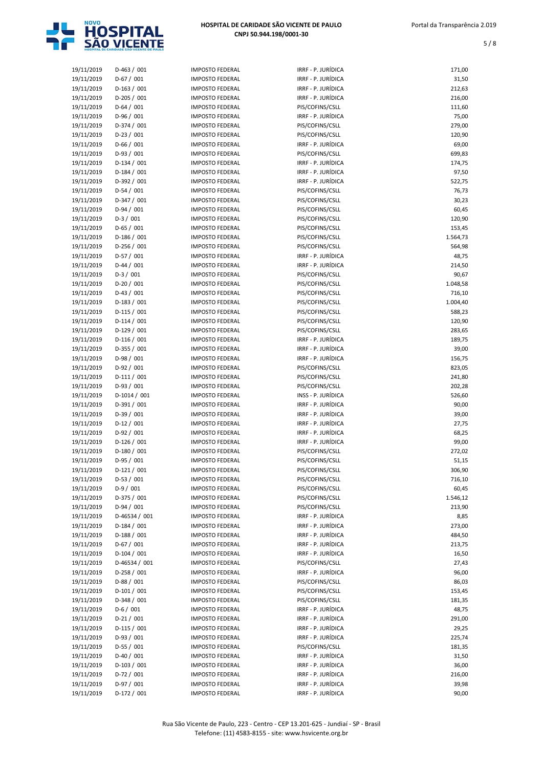| | | | | |
|---|---|---|---|---|
| 19/11/2019 | D-463 / 001 | IMPOSTO FEDERAL | IRRF - P. JURÍDICA | 171,00 |
| 19/11/2019 | D-67 / 001 | IMPOSTO FEDERAL | IRRF - P. JURÍDICA | 31,50 |
| 19/11/2019 | D-163 / 001 | IMPOSTO FEDERAL | IRRF - P. JURÍDICA | 212,63 |
| 19/11/2019 | D-205 / 001 | IMPOSTO FEDERAL | IRRF - P. JURÍDICA | 216,00 |
| 19/11/2019 | D-64 / 001 | IMPOSTO FEDERAL | PIS/COFINS/CSLL | 111,60 |
| 19/11/2019 | D-96 / 001 | IMPOSTO FEDERAL | IRRF - P. JURÍDICA | 75,00 |
| 19/11/2019 | D-374 / 001 | IMPOSTO FEDERAL | PIS/COFINS/CSLL | 279,00 |
| 19/11/2019 | D-23 / 001 | IMPOSTO FEDERAL | PIS/COFINS/CSLL | 120,90 |
| 19/11/2019 | D-66 / 001 | IMPOSTO FEDERAL | IRRF - P. JURÍDICA | 69,00 |
| 19/11/2019 | D-93 / 001 | IMPOSTO FEDERAL | PIS/COFINS/CSLL | 699,83 |
| 19/11/2019 | D-134 / 001 | IMPOSTO FEDERAL | IRRF - P. JURÍDICA | 174,75 |
| 19/11/2019 | D-184 / 001 | IMPOSTO FEDERAL | IRRF - P. JURÍDICA | 97,50 |
| 19/11/2019 | D-392 / 001 | IMPOSTO FEDERAL | IRRF - P. JURÍDICA | 522,75 |
| 19/11/2019 | D-54 / 001 | IMPOSTO FEDERAL | PIS/COFINS/CSLL | 76,73 |
| 19/11/2019 | D-347 / 001 | IMPOSTO FEDERAL | PIS/COFINS/CSLL | 30,23 |
| 19/11/2019 | D-94 / 001 | IMPOSTO FEDERAL | PIS/COFINS/CSLL | 60,45 |
| 19/11/2019 | D-3 / 001 | IMPOSTO FEDERAL | PIS/COFINS/CSLL | 120,90 |
| 19/11/2019 | D-65 / 001 | IMPOSTO FEDERAL | PIS/COFINS/CSLL | 153,45 |
| 19/11/2019 | D-186 / 001 | IMPOSTO FEDERAL | PIS/COFINS/CSLL | 1.564,73 |
| 19/11/2019 | D-256 / 001 | IMPOSTO FEDERAL | PIS/COFINS/CSLL | 564,98 |
| 19/11/2019 | D-57 / 001 | IMPOSTO FEDERAL | IRRF - P. JURÍDICA | 48,75 |
| 19/11/2019 | D-44 / 001 | IMPOSTO FEDERAL | IRRF - P. JURÍDICA | 214,50 |
| 19/11/2019 | D-3 / 001 | IMPOSTO FEDERAL | PIS/COFINS/CSLL | 90,67 |
| 19/11/2019 | D-20 / 001 | IMPOSTO FEDERAL | PIS/COFINS/CSLL | 1.048,58 |
| 19/11/2019 | D-43 / 001 | IMPOSTO FEDERAL | PIS/COFINS/CSLL | 716,10 |
| 19/11/2019 | D-183 / 001 | IMPOSTO FEDERAL | PIS/COFINS/CSLL | 1.004,40 |
| 19/11/2019 | D-115 / 001 | IMPOSTO FEDERAL | PIS/COFINS/CSLL | 588,23 |
| 19/11/2019 | D-114 / 001 | IMPOSTO FEDERAL | PIS/COFINS/CSLL | 120,90 |
| 19/11/2019 | D-129 / 001 | IMPOSTO FEDERAL | PIS/COFINS/CSLL | 283,65 |
| 19/11/2019 | D-116 / 001 | IMPOSTO FEDERAL | IRRF - P. JURÍDICA | 189,75 |
| 19/11/2019 | D-355 / 001 | IMPOSTO FEDERAL | IRRF - P. JURÍDICA | 39,00 |
| 19/11/2019 | D-98 / 001 | IMPOSTO FEDERAL | IRRF - P. JURÍDICA | 156,75 |
| 19/11/2019 | D-92 / 001 | IMPOSTO FEDERAL | PIS/COFINS/CSLL | 823,05 |
| 19/11/2019 | D-111 / 001 | IMPOSTO FEDERAL | PIS/COFINS/CSLL | 241,80 |
| 19/11/2019 | D-93 / 001 | IMPOSTO FEDERAL | PIS/COFINS/CSLL | 202,28 |
| 19/11/2019 | D-1014 / 001 | IMPOSTO FEDERAL | INSS - P. JURÍDICA | 526,60 |
| 19/11/2019 | D-391 / 001 | IMPOSTO FEDERAL | IRRF - P. JURÍDICA | 90,00 |
| 19/11/2019 | D-39 / 001 | IMPOSTO FEDERAL | IRRF - P. JURÍDICA | 39,00 |
| 19/11/2019 | D-12 / 001 | IMPOSTO FEDERAL | IRRF - P. JURÍDICA | 27,75 |
| 19/11/2019 | D-92 / 001 | IMPOSTO FEDERAL | IRRF - P. JURÍDICA | 68,25 |
| 19/11/2019 | D-126 / 001 | IMPOSTO FEDERAL | IRRF - P. JURÍDICA | 99,00 |
| 19/11/2019 | D-180 / 001 | IMPOSTO FEDERAL | PIS/COFINS/CSLL | 272,02 |
| 19/11/2019 | D-95 / 001 | IMPOSTO FEDERAL | PIS/COFINS/CSLL | 51,15 |
| 19/11/2019 | D-121 / 001 | IMPOSTO FEDERAL | PIS/COFINS/CSLL | 306,90 |
| 19/11/2019 | D-53 / 001 | IMPOSTO FEDERAL | PIS/COFINS/CSLL | 716,10 |
| 19/11/2019 | D-9 / 001 | IMPOSTO FEDERAL | PIS/COFINS/CSLL | 60,45 |
| 19/11/2019 | D-375 / 001 | IMPOSTO FEDERAL | PIS/COFINS/CSLL | 1.546,12 |
| 19/11/2019 | D-94 / 001 | IMPOSTO FEDERAL | PIS/COFINS/CSLL | 213,90 |
| 19/11/2019 | D-46534 / 001 | IMPOSTO FEDERAL | IRRF - P. JURÍDICA | 8,85 |
| 19/11/2019 | D-184 / 001 | IMPOSTO FEDERAL | IRRF - P. JURÍDICA | 273,00 |
| 19/11/2019 | D-188 / 001 | IMPOSTO FEDERAL | IRRF - P. JURÍDICA | 484,50 |
| 19/11/2019 | D-67 / 001 | IMPOSTO FEDERAL | IRRF - P. JURÍDICA | 213,75 |
| 19/11/2019 | D-104 / 001 | IMPOSTO FEDERAL | IRRF - P. JURÍDICA | 16,50 |
| 19/11/2019 | D-46534 / 001 | IMPOSTO FEDERAL | PIS/COFINS/CSLL | 27,43 |
| 19/11/2019 | D-258 / 001 | IMPOSTO FEDERAL | IRRF - P. JURÍDICA | 96,00 |
| 19/11/2019 | D-88 / 001 | IMPOSTO FEDERAL | PIS/COFINS/CSLL | 86,03 |
| 19/11/2019 | D-101 / 001 | IMPOSTO FEDERAL | PIS/COFINS/CSLL | 153,45 |
| 19/11/2019 | D-348 / 001 | IMPOSTO FEDERAL | PIS/COFINS/CSLL | 181,35 |
| 19/11/2019 | D-6 / 001 | IMPOSTO FEDERAL | IRRF - P. JURÍDICA | 48,75 |
| 19/11/2019 | D-21 / 001 | IMPOSTO FEDERAL | IRRF - P. JURÍDICA | 291,00 |
| 19/11/2019 | D-115 / 001 | IMPOSTO FEDERAL | IRRF - P. JURÍDICA | 29,25 |
| 19/11/2019 | D-93 / 001 | IMPOSTO FEDERAL | IRRF - P. JURÍDICA | 225,74 |
| 19/11/2019 | D-55 / 001 | IMPOSTO FEDERAL | PIS/COFINS/CSLL | 181,35 |
| 19/11/2019 | D-40 / 001 | IMPOSTO FEDERAL | IRRF - P. JURÍDICA | 31,50 |
| 19/11/2019 | D-103 / 001 | IMPOSTO FEDERAL | IRRF - P. JURÍDICA | 36,00 |
| 19/11/2019 | D-72 / 001 | IMPOSTO FEDERAL | IRRF - P. JURÍDICA | 216,00 |
| 19/11/2019 | D-97 / 001 | IMPOSTO FEDERAL | IRRF - P. JURÍDICA | 39,98 |
| 19/11/2019 | D-172 / 001 | IMPOSTO FEDERAL | IRRF - P. JURÍDICA | 90,00 |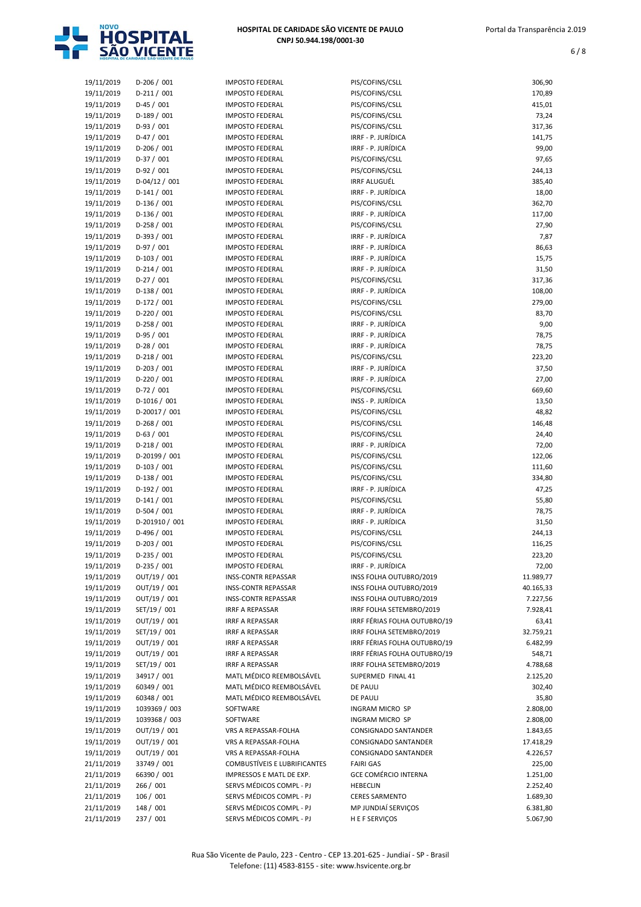| | | | | |
|---|---|---|---|---|
| 19/11/2019 | D-206 / 001 | IMPOSTO FEDERAL | PIS/COFINS/CSLL | 306,90 |
| 19/11/2019 | D-211 / 001 | IMPOSTO FEDERAL | PIS/COFINS/CSLL | 170,89 |
| 19/11/2019 | D-45 / 001 | IMPOSTO FEDERAL | PIS/COFINS/CSLL | 415,01 |
| 19/11/2019 | D-189 / 001 | IMPOSTO FEDERAL | PIS/COFINS/CSLL | 73,24 |
| 19/11/2019 | D-93 / 001 | IMPOSTO FEDERAL | PIS/COFINS/CSLL | 317,36 |
| 19/11/2019 | D-47 / 001 | IMPOSTO FEDERAL | IRRF - P. JURÍDICA | 141,75 |
| 19/11/2019 | D-206 / 001 | IMPOSTO FEDERAL | IRRF - P. JURÍDICA | 99,00 |
| 19/11/2019 | D-37 / 001 | IMPOSTO FEDERAL | PIS/COFINS/CSLL | 97,65 |
| 19/11/2019 | D-92 / 001 | IMPOSTO FEDERAL | PIS/COFINS/CSLL | 244,13 |
| 19/11/2019 | D-04/12 / 001 | IMPOSTO FEDERAL | IRRF ALUGUÉL | 385,40 |
| 19/11/2019 | D-141 / 001 | IMPOSTO FEDERAL | IRRF - P. JURÍDICA | 18,00 |
| 19/11/2019 | D-136 / 001 | IMPOSTO FEDERAL | PIS/COFINS/CSLL | 362,70 |
| 19/11/2019 | D-136 / 001 | IMPOSTO FEDERAL | IRRF - P. JURÍDICA | 117,00 |
| 19/11/2019 | D-258 / 001 | IMPOSTO FEDERAL | PIS/COFINS/CSLL | 27,90 |
| 19/11/2019 | D-393 / 001 | IMPOSTO FEDERAL | IRRF - P. JURÍDICA | 7,87 |
| 19/11/2019 | D-97 / 001 | IMPOSTO FEDERAL | IRRF - P. JURÍDICA | 86,63 |
| 19/11/2019 | D-103 / 001 | IMPOSTO FEDERAL | IRRF - P. JURÍDICA | 15,75 |
| 19/11/2019 | D-214 / 001 | IMPOSTO FEDERAL | IRRF - P. JURÍDICA | 31,50 |
| 19/11/2019 | D-27 / 001 | IMPOSTO FEDERAL | PIS/COFINS/CSLL | 317,36 |
| 19/11/2019 | D-138 / 001 | IMPOSTO FEDERAL | IRRF - P. JURÍDICA | 108,00 |
| 19/11/2019 | D-172 / 001 | IMPOSTO FEDERAL | PIS/COFINS/CSLL | 279,00 |
| 19/11/2019 | D-220 / 001 | IMPOSTO FEDERAL | PIS/COFINS/CSLL | 83,70 |
| 19/11/2019 | D-258 / 001 | IMPOSTO FEDERAL | IRRF - P. JURÍDICA | 9,00 |
| 19/11/2019 | D-95 / 001 | IMPOSTO FEDERAL | IRRF - P. JURÍDICA | 78,75 |
| 19/11/2019 | D-28 / 001 | IMPOSTO FEDERAL | IRRF - P. JURÍDICA | 78,75 |
| 19/11/2019 | D-218 / 001 | IMPOSTO FEDERAL | PIS/COFINS/CSLL | 223,20 |
| 19/11/2019 | D-203 / 001 | IMPOSTO FEDERAL | IRRF - P. JURÍDICA | 37,50 |
| 19/11/2019 | D-220 / 001 | IMPOSTO FEDERAL | IRRF - P. JURÍDICA | 27,00 |
| 19/11/2019 | D-72 / 001 | IMPOSTO FEDERAL | PIS/COFINS/CSLL | 669,60 |
| 19/11/2019 | D-1016 / 001 | IMPOSTO FEDERAL | INSS - P. JURÍDICA | 13,50 |
| 19/11/2019 | D-20017 / 001 | IMPOSTO FEDERAL | PIS/COFINS/CSLL | 48,82 |
| 19/11/2019 | D-268 / 001 | IMPOSTO FEDERAL | PIS/COFINS/CSLL | 146,48 |
| 19/11/2019 | D-63 / 001 | IMPOSTO FEDERAL | PIS/COFINS/CSLL | 24,40 |
| 19/11/2019 | D-218 / 001 | IMPOSTO FEDERAL | IRRF - P. JURÍDICA | 72,00 |
| 19/11/2019 | D-20199 / 001 | IMPOSTO FEDERAL | PIS/COFINS/CSLL | 122,06 |
| 19/11/2019 | D-103 / 001 | IMPOSTO FEDERAL | PIS/COFINS/CSLL | 111,60 |
| 19/11/2019 | D-138 / 001 | IMPOSTO FEDERAL | PIS/COFINS/CSLL | 334,80 |
| 19/11/2019 | D-192 / 001 | IMPOSTO FEDERAL | IRRF - P. JURÍDICA | 47,25 |
| 19/11/2019 | D-141 / 001 | IMPOSTO FEDERAL | PIS/COFINS/CSLL | 55,80 |
| 19/11/2019 | D-504 / 001 | IMPOSTO FEDERAL | IRRF - P. JURÍDICA | 78,75 |
| 19/11/2019 | D-201910 / 001 | IMPOSTO FEDERAL | IRRF - P. JURÍDICA | 31,50 |
| 19/11/2019 | D-496 / 001 | IMPOSTO FEDERAL | PIS/COFINS/CSLL | 244,13 |
| 19/11/2019 | D-203 / 001 | IMPOSTO FEDERAL | PIS/COFINS/CSLL | 116,25 |
| 19/11/2019 | D-235 / 001 | IMPOSTO FEDERAL | PIS/COFINS/CSLL | 223,20 |
| 19/11/2019 | D-235 / 001 | IMPOSTO FEDERAL | IRRF - P. JURÍDICA | 72,00 |
| 19/11/2019 | OUT/19 / 001 | INSS-CONTR REPASSAR | INSS FOLHA OUTUBRO/2019 | 11.989,77 |
| 19/11/2019 | OUT/19 / 001 | INSS-CONTR REPASSAR | INSS FOLHA OUTUBRO/2019 | 40.165,33 |
| 19/11/2019 | OUT/19 / 001 | INSS-CONTR REPASSAR | INSS FOLHA OUTUBRO/2019 | 7.227,56 |
| 19/11/2019 | SET/19 / 001 | IRRF A REPASSAR | IRRF FOLHA SETEMBRO/2019 | 7.928,41 |
| 19/11/2019 | OUT/19 / 001 | IRRF A REPASSAR | IRRF FÉRIAS FOLHA OUTUBRO/19 | 63,41 |
| 19/11/2019 | SET/19 / 001 | IRRF A REPASSAR | IRRF FOLHA SETEMBRO/2019 | 32.759,21 |
| 19/11/2019 | OUT/19 / 001 | IRRF A REPASSAR | IRRF FÉRIAS FOLHA OUTUBRO/19 | 6.482,99 |
| 19/11/2019 | OUT/19 / 001 | IRRF A REPASSAR | IRRF FÉRIAS FOLHA OUTUBRO/19 | 548,71 |
| 19/11/2019 | SET/19 / 001 | IRRF A REPASSAR | IRRF FOLHA SETEMBRO/2019 | 4.788,68 |
| 19/11/2019 | 34917 / 001 | MATL MÉDICO REEMBOLSÁVEL | SUPERMED FINAL 41 | 2.125,20 |
| 19/11/2019 | 60349 / 001 | MATL MÉDICO REEMBOLSÁVEL | DE PAULI | 302,40 |
| 19/11/2019 | 60348 / 001 | MATL MÉDICO REEMBOLSÁVEL | DE PAULI | 35,80 |
| 19/11/2019 | 1039369 / 003 | SOFTWARE | INGRAM MICRO SP | 2.808,00 |
| 19/11/2019 | 1039368 / 003 | SOFTWARE | INGRAM MICRO SP | 2.808,00 |
| 19/11/2019 | OUT/19 / 001 | VRS A REPASSAR-FOLHA | CONSIGNADO SANTANDER | 1.843,65 |
| 19/11/2019 | OUT/19 / 001 | VRS A REPASSAR-FOLHA | CONSIGNADO SANTANDER | 17.418,29 |
| 19/11/2019 | OUT/19 / 001 | VRS A REPASSAR-FOLHA | CONSIGNADO SANTANDER | 4.226,57 |
| 21/11/2019 | 33749 / 001 | COMBUSTÍVEIS E LUBRIFICANTES | FAIRI GAS | 225,00 |
| 21/11/2019 | 66390 / 001 | IMPRESSOS E MATL DE EXP. | GCE COMÉRCIO INTERNA | 1.251,00 |
| 21/11/2019 | 266 / 001 | SERVS MÉDICOS COMPL - PJ | HEBECLIN | 2.252,40 |
| 21/11/2019 | 106 / 001 | SERVS MÉDICOS COMPL - PJ | CERES SARMENTO | 1.689,30 |
| 21/11/2019 | 148 / 001 | SERVS MÉDICOS COMPL - PJ | MP JUNDIAÍ SERVIÇOS | 6.381,80 |
| 21/11/2019 | 237 / 001 | SERVS MÉDICOS COMPL - PJ | H E F SERVIÇOS | 5.067,90 |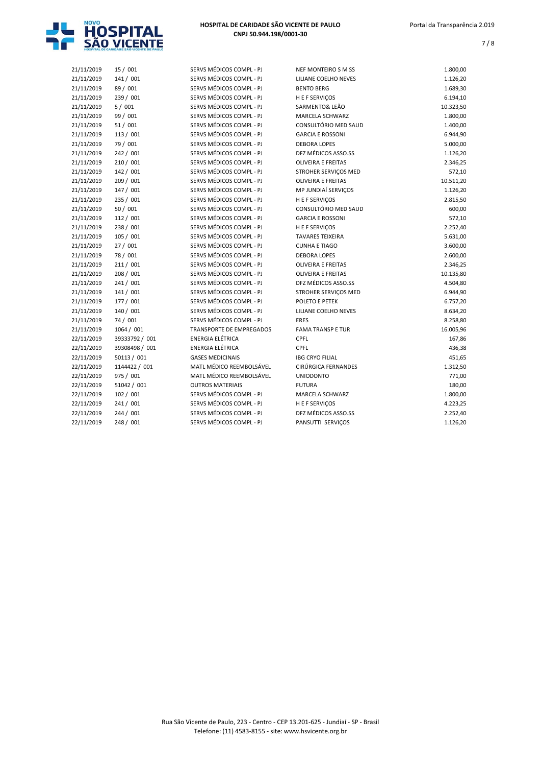| | | | | |
|---|---|---|---|---|
| 21/11/2019 | 15 / 001 | SERVS MÉDICOS COMPL - PJ | NEF MONTEIRO S M SS | 1.800,00 |
| 21/11/2019 | 141 / 001 | SERVS MÉDICOS COMPL - PJ | LILIANE COELHO NEVES | 1.126,20 |
| 21/11/2019 | 89 / 001 | SERVS MÉDICOS COMPL - PJ | BENTO BERG | 1.689,30 |
| 21/11/2019 | 239 / 001 | SERVS MÉDICOS COMPL - PJ | H E F SERVIÇOS | 6.194,10 |
| 21/11/2019 | 5 / 001 | SERVS MÉDICOS COMPL - PJ | SARMENTO& LEÃO | 10.323,50 |
| 21/11/2019 | 99 / 001 | SERVS MÉDICOS COMPL - PJ | MARCELA SCHWARZ | 1.800,00 |
| 21/11/2019 | 51 / 001 | SERVS MÉDICOS COMPL - PJ | CONSULTÓRIO MED SAUD | 1.400,00 |
| 21/11/2019 | 113 / 001 | SERVS MÉDICOS COMPL - PJ | GARCIA E ROSSONI | 6.944,90 |
| 21/11/2019 | 79 / 001 | SERVS MÉDICOS COMPL - PJ | DEBORA LOPES | 5.000,00 |
| 21/11/2019 | 242 / 001 | SERVS MÉDICOS COMPL - PJ | DFZ MÉDICOS ASSO.SS | 1.126,20 |
| 21/11/2019 | 210 / 001 | SERVS MÉDICOS COMPL - PJ | OLIVEIRA E FREITAS | 2.346,25 |
| 21/11/2019 | 142 / 001 | SERVS MÉDICOS COMPL - PJ | STROHER SERVIÇOS MED | 572,10 |
| 21/11/2019 | 209 / 001 | SERVS MÉDICOS COMPL - PJ | OLIVEIRA E FREITAS | 10.511,20 |
| 21/11/2019 | 147 / 001 | SERVS MÉDICOS COMPL - PJ | MP JUNDIAÍ SERVIÇOS | 1.126,20 |
| 21/11/2019 | 235 / 001 | SERVS MÉDICOS COMPL - PJ | H E F SERVIÇOS | 2.815,50 |
| 21/11/2019 | 50 / 001 | SERVS MÉDICOS COMPL - PJ | CONSULTÓRIO MED SAUD | 600,00 |
| 21/11/2019 | 112 / 001 | SERVS MÉDICOS COMPL - PJ | GARCIA E ROSSONI | 572,10 |
| 21/11/2019 | 238 / 001 | SERVS MÉDICOS COMPL - PJ | H E F SERVIÇOS | 2.252,40 |
| 21/11/2019 | 105 / 001 | SERVS MÉDICOS COMPL - PJ | TAVARES TEIXEIRA | 5.631,00 |
| 21/11/2019 | 27 / 001 | SERVS MÉDICOS COMPL - PJ | CUNHA E TIAGO | 3.600,00 |
| 21/11/2019 | 78 / 001 | SERVS MÉDICOS COMPL - PJ | DEBORA LOPES | 2.600,00 |
| 21/11/2019 | 211 / 001 | SERVS MÉDICOS COMPL - PJ | OLIVEIRA E FREITAS | 2.346,25 |
| 21/11/2019 | 208 / 001 | SERVS MÉDICOS COMPL - PJ | OLIVEIRA E FREITAS | 10.135,80 |
| 21/11/2019 | 241 / 001 | SERVS MÉDICOS COMPL - PJ | DFZ MÉDICOS ASSO.SS | 4.504,80 |
| 21/11/2019 | 141 / 001 | SERVS MÉDICOS COMPL - PJ | STROHER SERVIÇOS MED | 6.944,90 |
| 21/11/2019 | 177 / 001 | SERVS MÉDICOS COMPL - PJ | POLETO E PETEK | 6.757,20 |
| 21/11/2019 | 140 / 001 | SERVS MÉDICOS COMPL - PJ | LILIANE COELHO NEVES | 8.634,20 |
| 21/11/2019 | 74 / 001 | SERVS MÉDICOS COMPL - PJ | ERES | 8.258,80 |
| 21/11/2019 | 1064 / 001 | TRANSPORTE DE EMPREGADOS | FAMA TRANSP E TUR | 16.005,96 |
| 22/11/2019 | 39333792 / 001 | ENERGIA ELÉTRICA | CPFL | 167,86 |
| 22/11/2019 | 39308498 / 001 | ENERGIA ELÉTRICA | CPFL | 436,38 |
| 22/11/2019 | 50113 / 001 | GASES MEDICINAIS | IBG CRYO FILIAL | 451,65 |
| 22/11/2019 | 1144422 / 001 | MATL MÉDICO REEMBOLSÁVEL | CIRÚRGICA FERNANDES | 1.312,50 |
| 22/11/2019 | 975 / 001 | MATL MÉDICO REEMBOLSÁVEL | UNIODONTO | 771,00 |
| 22/11/2019 | 51042 / 001 | OUTROS MATERIAIS | FUTURA | 180,00 |
| 22/11/2019 | 102 / 001 | SERVS MÉDICOS COMPL - PJ | MARCELA SCHWARZ | 1.800,00 |
| 22/11/2019 | 241 / 001 | SERVS MÉDICOS COMPL - PJ | H E F SERVIÇOS | 4.223,25 |
| 22/11/2019 | 244 / 001 | SERVS MÉDICOS COMPL - PJ | DFZ MÉDICOS ASSO.SS | 2.252,40 |
| 22/11/2019 | 248 / 001 | SERVS MÉDICOS COMPL - PJ | PANSUTTI SERVIÇOS | 1.126,20 |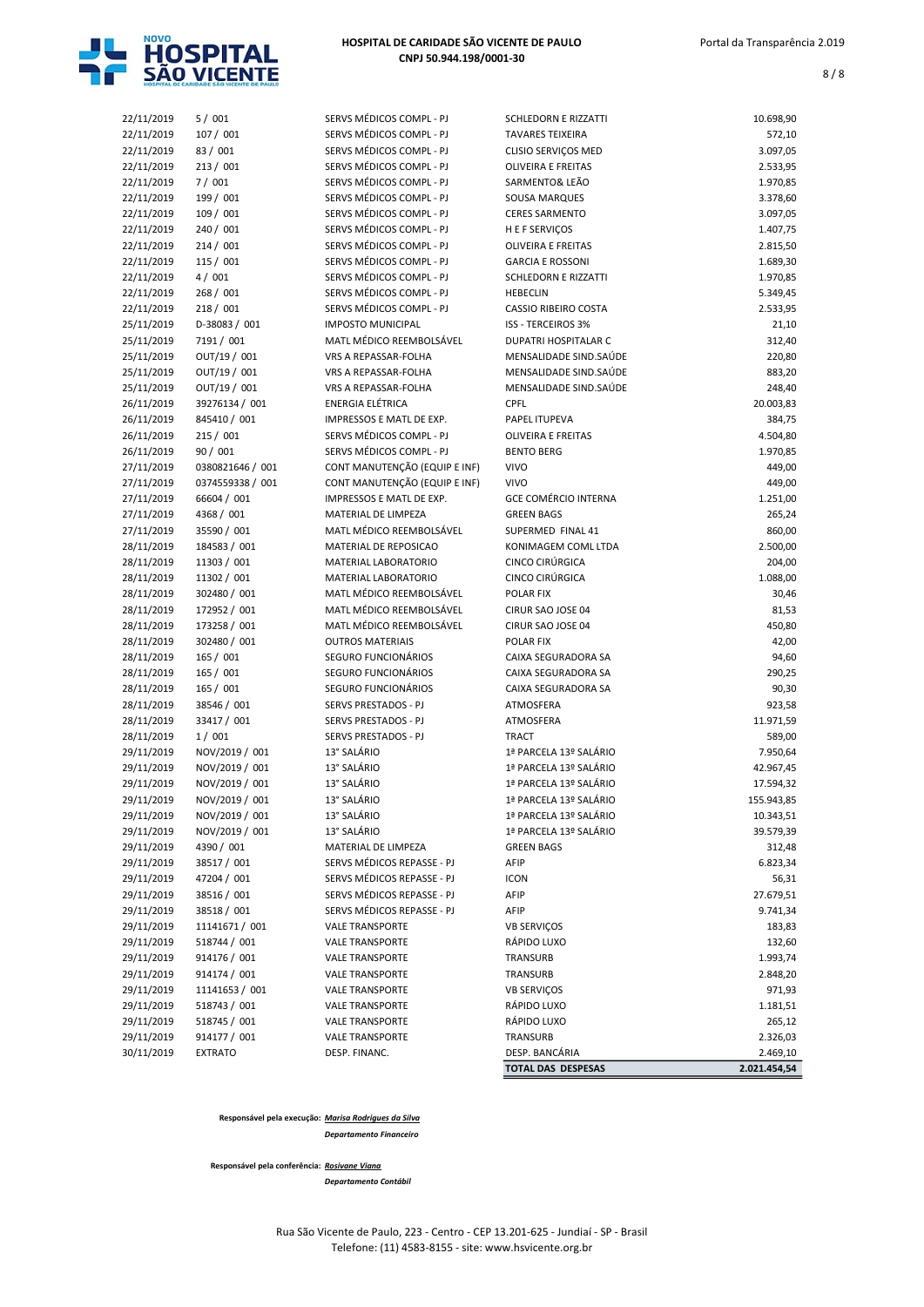# HOSPITAL DE CARIDADE SÃO VICENTE DE PAULO
**CNPJ 50.944.198/0001-30**

| | | | | |
|---|---|---|---|---|
| 22/11/2019 | 5 / 001 | SERVS MÉDICOS COMPL - PJ | SCHLEDORN E RIZZATTI | 10.698,90 |
| 22/11/2019 | 107 / 001 | SERVS MÉDICOS COMPL - PJ | TAVARES TEIXEIRA | 572,10 |
| 22/11/2019 | 83 / 001 | SERVS MÉDICOS COMPL - PJ | CLISIO SERVIÇOS MED | 3.097,05 |
| 22/11/2019 | 213 / 001 | SERVS MÉDICOS COMPL - PJ | OLIVEIRA E FREITAS | 2.533,95 |
| 22/11/2019 | 7 / 001 | SERVS MÉDICOS COMPL - PJ | SARMENTO& LEÃO | 1.970,85 |
| 22/11/2019 | 199 / 001 | SERVS MÉDICOS COMPL - PJ | SOUSA MARQUES | 3.378,60 |
| 22/11/2019 | 109 / 001 | SERVS MÉDICOS COMPL - PJ | CERES SARMENTO | 3.097,05 |
| 22/11/2019 | 240 / 001 | SERVS MÉDICOS COMPL - PJ | H E F SERVIÇOS | 1.407,75 |
| 22/11/2019 | 214 / 001 | SERVS MÉDICOS COMPL - PJ | OLIVEIRA E FREITAS | 2.815,50 |
| 22/11/2019 | 115 / 001 | SERVS MÉDICOS COMPL - PJ | GARCIA E ROSSONI | 1.689,30 |
| 22/11/2019 | 4 / 001 | SERVS MÉDICOS COMPL - PJ | SCHLEDORN E RIZZATTI | 1.970,85 |
| 22/11/2019 | 268 / 001 | SERVS MÉDICOS COMPL - PJ | HEBECLIN | 5.349,45 |
| 22/11/2019 | 218 / 001 | SERVS MÉDICOS COMPL - PJ | CASSIO RIBEIRO COSTA | 2.533,95 |
| 25/11/2019 | D-38083 / 001 | IMPOSTO MUNICIPAL | ISS - TERCEIROS 3% | 21,10 |
| 25/11/2019 | 7191 / 001 | MATL MÉDICO REEMBOLSÁVEL | DUPATRI HOSPITALAR C | 312,40 |
| 25/11/2019 | OUT/19 / 001 | VRS A REPASSAR-FOLHA | MENSALIDADE SIND.SAÚDE | 220,80 |
| 25/11/2019 | OUT/19 / 001 | VRS A REPASSAR-FOLHA | MENSALIDADE SIND.SAÚDE | 883,20 |
| 25/11/2019 | OUT/19 / 001 | VRS A REPASSAR-FOLHA | MENSALIDADE SIND.SAÚDE | 248,40 |
| 26/11/2019 | 39276134 / 001 | ENERGIA ELÉTRICA | CPFL | 20.003,83 |
| 26/11/2019 | 845410 / 001 | IMPRESSOS E MATL DE EXP. | PAPEL ITUPEVA | 384,75 |
| 26/11/2019 | 215 / 001 | SERVS MÉDICOS COMPL - PJ | OLIVEIRA E FREITAS | 4.504,80 |
| 26/11/2019 | 90 / 001 | SERVS MÉDICOS COMPL - PJ | BENTO BERG | 1.970,85 |
| 27/11/2019 | 0380821646 / 001 | CONT MANUTENÇÃO (EQUIP E INF) | VIVO | 449,00 |
| 27/11/2019 | 0374559338 / 001 | CONT MANUTENÇÃO (EQUIP E INF) | VIVO | 449,00 |
| 27/11/2019 | 66604 / 001 | IMPRESSOS E MATL DE EXP. | GCE COMÉRCIO INTERNA | 1.251,00 |
| 27/11/2019 | 4368 / 001 | MATERIAL DE LIMPEZA | GREEN BAGS | 265,24 |
| 27/11/2019 | 35590 / 001 | MATL MÉDICO REEMBOLSÁVEL | SUPERMED FINAL 41 | 860,00 |
| 28/11/2019 | 184583 / 001 | MATERIAL DE REPOSICAO | KONIMAGEM COML LTDA | 2.500,00 |
| 28/11/2019 | 11303 / 001 | MATERIAL LABORATORIO | CINCO CIRÚRGICA | 204,00 |
| 28/11/2019 | 11302 / 001 | MATERIAL LABORATORIO | CINCO CIRÚRGICA | 1.088,00 |
| 28/11/2019 | 302480 / 001 | MATL MÉDICO REEMBOLSÁVEL | POLAR FIX | 30,46 |
| 28/11/2019 | 172952 / 001 | MATL MÉDICO REEMBOLSÁVEL | CIRUR SAO JOSE 04 | 81,53 |
| 28/11/2019 | 173258 / 001 | MATL MÉDICO REEMBOLSÁVEL | CIRUR SAO JOSE 04 | 450,80 |
| 28/11/2019 | 302480 / 001 | OUTROS MATERIAIS | POLAR FIX | 42,00 |
| 28/11/2019 | 165 / 001 | SEGURO FUNCIONÁRIOS | CAIXA SEGURADORA SA | 94,60 |
| 28/11/2019 | 165 / 001 | SEGURO FUNCIONÁRIOS | CAIXA SEGURADORA SA | 290,25 |
| 28/11/2019 | 165 / 001 | SEGURO FUNCIONÁRIOS | CAIXA SEGURADORA SA | 90,30 |
| 28/11/2019 | 38546 / 001 | SERVS PRESTADOS - PJ | ATMOSFERA | 923,58 |
| 28/11/2019 | 33417 / 001 | SERVS PRESTADOS - PJ | ATMOSFERA | 11.971,59 |
| 28/11/2019 | 1 / 001 | SERVS PRESTADOS - PJ | TRACT | 589,00 |
| 29/11/2019 | NOV/2019 / 001 | 13° SALÁRIO | 1ª PARCELA 13º SALÁRIO | 7.950,64 |
| 29/11/2019 | NOV/2019 / 001 | 13° SALÁRIO | 1ª PARCELA 13º SALÁRIO | 42.967,45 |
| 29/11/2019 | NOV/2019 / 001 | 13° SALÁRIO | 1ª PARCELA 13º SALÁRIO | 17.594,32 |
| 29/11/2019 | NOV/2019 / 001 | 13° SALÁRIO | 1ª PARCELA 13º SALÁRIO | 155.943,85 |
| 29/11/2019 | NOV/2019 / 001 | 13° SALÁRIO | 1ª PARCELA 13º SALÁRIO | 10.343,51 |
| 29/11/2019 | NOV/2019 / 001 | 13° SALÁRIO | 1ª PARCELA 13º SALÁRIO | 39.579,39 |
| 29/11/2019 | 4390 / 001 | MATERIAL DE LIMPEZA | GREEN BAGS | 312,48 |
| 29/11/2019 | 38517 / 001 | SERVS MÉDICOS REPASSE - PJ | AFIP | 6.823,34 |
| 29/11/2019 | 47204 / 001 | SERVS MÉDICOS REPASSE - PJ | ICON | 56,31 |
| 29/11/2019 | 38516 / 001 | SERVS MÉDICOS REPASSE - PJ | AFIP | 27.679,51 |
| 29/11/2019 | 38518 / 001 | SERVS MÉDICOS REPASSE - PJ | AFIP | 9.741,34 |
| 29/11/2019 | 11141671 / 001 | VALE TRANSPORTE | VB SERVIÇOS | 183,83 |
| 29/11/2019 | 518744 / 001 | VALE TRANSPORTE | RÁPIDO LUXO | 132,60 |
| 29/11/2019 | 914176 / 001 | VALE TRANSPORTE | TRANSURB | 1.993,74 |
| 29/11/2019 | 914174 / 001 | VALE TRANSPORTE | TRANSURB | 2.848,20 |
| 29/11/2019 | 11141653 / 001 | VALE TRANSPORTE | VB SERVIÇOS | 971,93 |
| 29/11/2019 | 518743 / 001 | VALE TRANSPORTE | RÁPIDO LUXO | 1.181,51 |
| 29/11/2019 | 518745 / 001 | VALE TRANSPORTE | RÁPIDO LUXO | 265,12 |
| 29/11/2019 | 914177 / 001 | VALE TRANSPORTE | TRANSURB | 2.326,03 |
| 30/11/2019 | EXTRATO | DESP. FINANC. | DESP. BANCÁRIA | 2.469,10 |
| | | | **TOTAL DAS DESPESAS** | **2.021.454,54** |

**Responsável pela execução:** ***Marisa Rodrigues da Silva***
***Departamento Financeiro***

**Responsável pela conferência:** ***Rosivane Viana***
***Departamento Contábil***

Rua São Vicente de Paulo, 223 - Centro - CEP 13.201-625 - Jundiaí - SP - Brasil
Telefone: (11) 4583-8155 - site: www.hsvicente.org.br